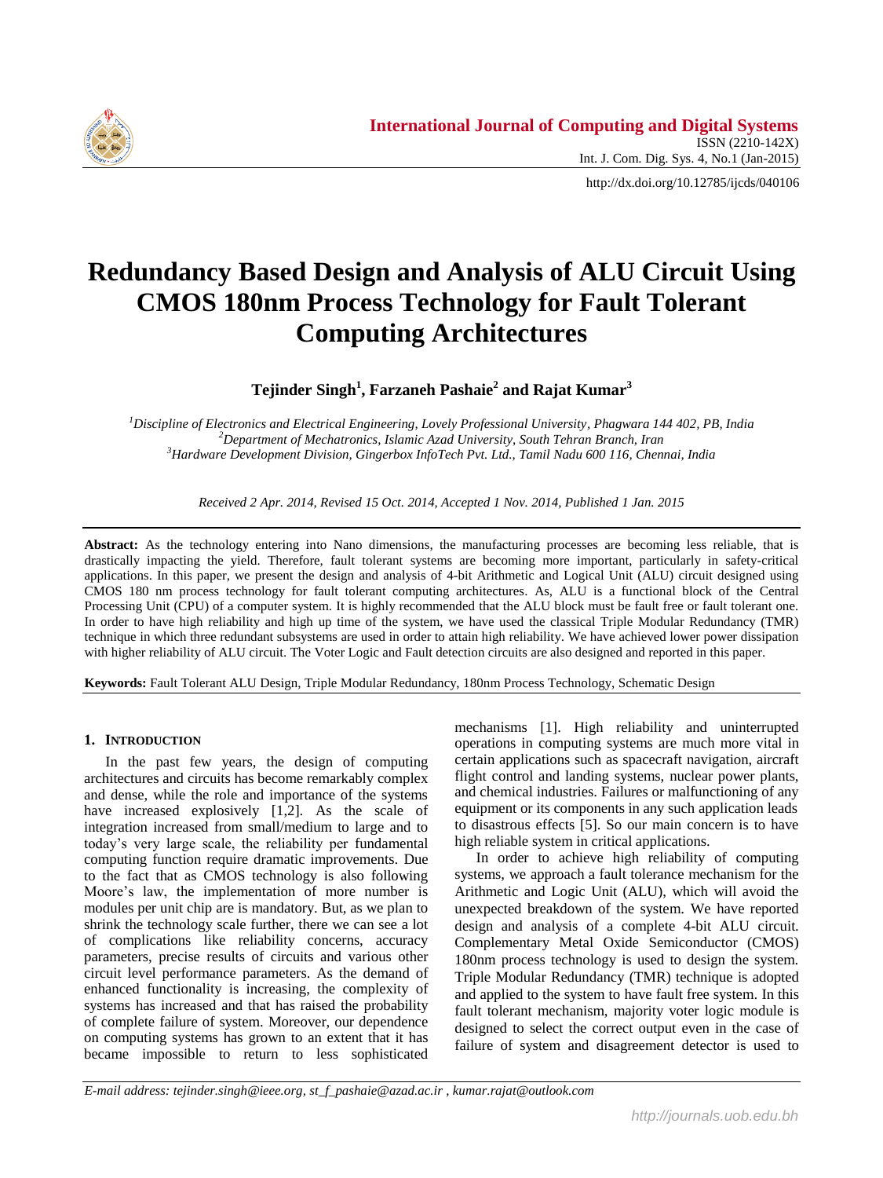# Redundancy Based Design and Analysis of ALU Circuit Using CMOS 180nm Process Technology for Fault Tolerant Computing Architectures

**Tejinder Singh[1], Farzaneh Pashaie[2] and Rajat Kumar[3]**

*[1]Discipline of Electronics and Electrical Engineering, Lovely Professional University, Phagwara 144 402, PB, India*
*[2]Department of Mechatronics, Islamic Azad University, South Tehran Branch, Iran*
*[3]Hardware Development Division, Gingerbox InfoTech Pvt. Ltd., Tamil Nadu 600 116, Chennai, India*

*Received 2 Apr. 2014, Revised 15 Oct. 2014, Accepted 1 Nov. 2014, Published 1 Jan. 2015*

**Abstract:** As the technology entering into Nano dimensions, the manufacturing processes are becoming less reliable, that is drastically impacting the yield. Therefore, fault tolerant systems are becoming more important, particularly in safety-critical applications. In this paper, we present the design and analysis of 4-bit Arithmetic and Logical Unit (ALU) circuit designed using CMOS 180 nm process technology for fault tolerant computing architectures. As, ALU is a functional block of the Central Processing Unit (CPU) of a computer system. It is highly recommended that the ALU block must be fault free or fault tolerant one. In order to have high reliability and high up time of the system, we have used the classical Triple Modular Redundancy (TMR) technique in which three redundant subsystems are used in order to attain high reliability. We have achieved lower power dissipation with higher reliability of ALU circuit. The Voter Logic and Fault detection circuits are also designed and reported in this paper.

**Keywords:** Fault Tolerant ALU Design, Triple Modular Redundancy, 180nm Process Technology, Schematic Design

## 1. Introduction

In the past few years, the design of computing architectures and circuits has become remarkably complex and dense, while the role and importance of the systems have increased explosively [1,2]. As the scale of integration increased from small/medium to large and to today's very large scale, the reliability per fundamental computing function require dramatic improvements. Due to the fact that as CMOS technology is also following Moore's law, the implementation of more number is modules per unit chip are is mandatory. But, as we plan to shrink the technology scale further, there we can see a lot of complications like reliability concerns, accuracy parameters, precise results of circuits and various other circuit level performance parameters. As the demand of enhanced functionality is increasing, the complexity of systems has increased and that has raised the probability of complete failure of system. Moreover, our dependence on computing systems has grown to an extent that it has became impossible to return to less sophisticated mechanisms [1]. High reliability and uninterrupted operations in computing systems are much more vital in certain applications such as spacecraft navigation, aircraft flight control and landing systems, nuclear power plants, and chemical industries. Failures or malfunctioning of any equipment or its components in any such application leads to disastrous effects [5]. So our main concern is to have high reliable system in critical applications.

In order to achieve high reliability of computing systems, we approach a fault tolerance mechanism for the Arithmetic and Logic Unit (ALU), which will avoid the unexpected breakdown of the system. We have reported design and analysis of a complete 4-bit ALU circuit. Complementary Metal Oxide Semiconductor (CMOS) 180nm process technology is used to design the system. Triple Modular Redundancy (TMR) technique is adopted and applied to the system to have fault free system. In this fault tolerant mechanism, majority voter logic module is designed to select the correct output even in the case of failure of system and disagreement detector is used to

E-mail address: tejinder.singh@ieee.org, st_f_pashaie@azad.ac.ir , kumar.rajat@outlook.com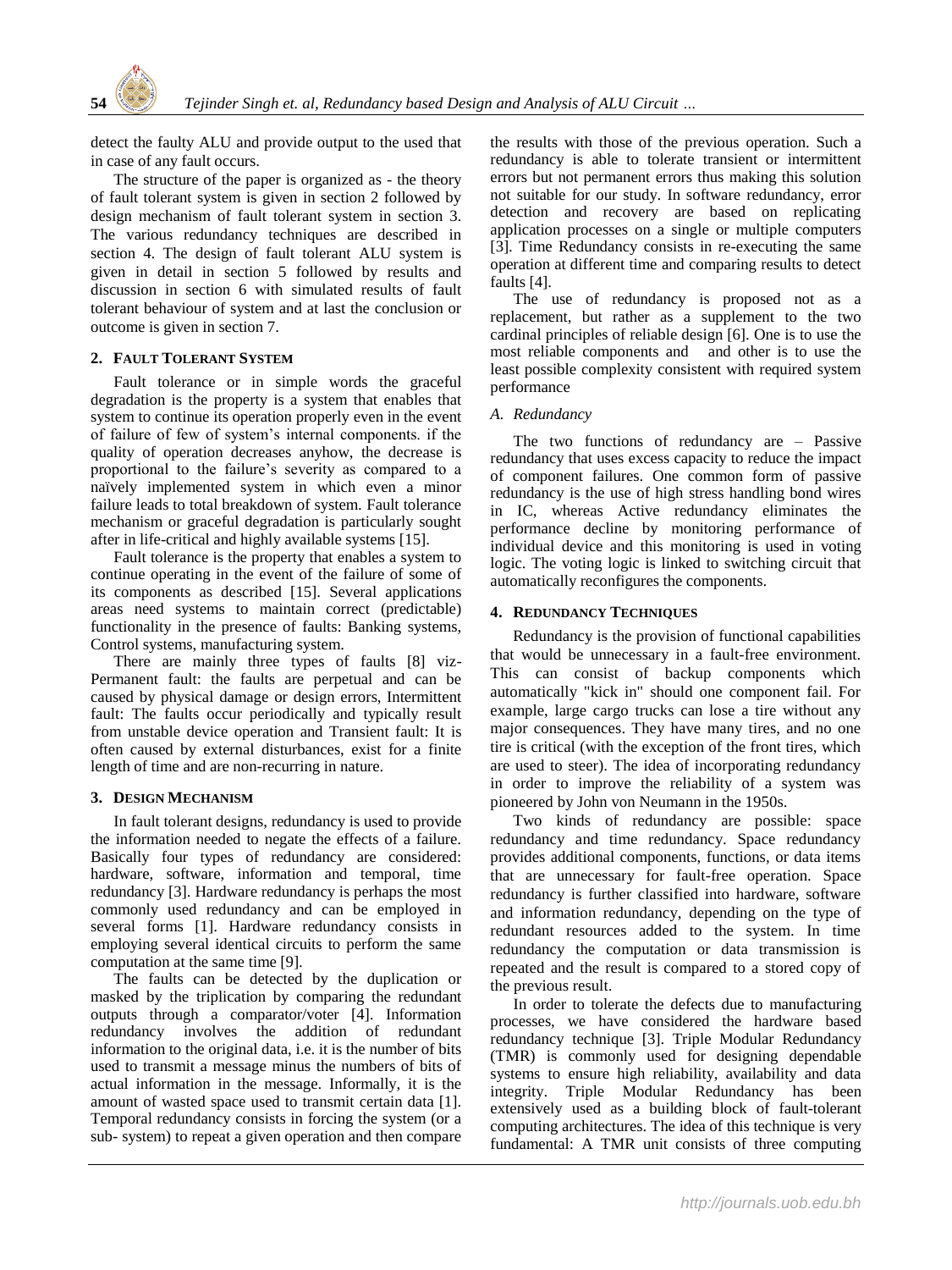detect the faulty ALU and provide output to the used that in case of any fault occurs.

The structure of the paper is organized as - the theory of fault tolerant system is given in section 2 followed by design mechanism of fault tolerant system in section 3. The various redundancy techniques are described in section 4. The design of fault tolerant ALU system is given in detail in section 5 followed by results and discussion in section 6 with simulated results of fault tolerant behaviour of system and at last the conclusion or outcome is given in section 7.

## 2. Fault Tolerant System

Fault tolerance or in simple words the graceful degradation is the property is a system that enables that system to continue its operation properly even in the event of failure of few of system's internal components. if the quality of operation decreases anyhow, the decrease is proportional to the failure's severity as compared to a naïvely implemented system in which even a minor failure leads to total breakdown of system. Fault tolerance mechanism or graceful degradation is particularly sought after in life-critical and highly available systems [15].

Fault tolerance is the property that enables a system to continue operating in the event of the failure of some of its components as described [15]. Several applications areas need systems to maintain correct (predictable) functionality in the presence of faults: Banking systems, Control systems, manufacturing system.

There are mainly three types of faults [8] viz- Permanent fault: the faults are perpetual and can be caused by physical damage or design errors, Intermittent fault: The faults occur periodically and typically result from unstable device operation and Transient fault: It is often caused by external disturbances, exist for a finite length of time and are non-recurring in nature.

## 3. Design Mechanism

In fault tolerant designs, redundancy is used to provide the information needed to negate the effects of a failure. Basically four types of redundancy are considered: hardware, software, information and temporal, time redundancy [3]. Hardware redundancy is perhaps the most commonly used redundancy and can be employed in several forms [1]. Hardware redundancy consists in employing several identical circuits to perform the same computation at the same time [9].

The faults can be detected by the duplication or masked by the triplication by comparing the redundant outputs through a comparator/voter [4]. Information redundancy involves the addition of redundant information to the original data, i.e. it is the number of bits used to transmit a message minus the numbers of bits of actual information in the message. Informally, it is the amount of wasted space used to transmit certain data [1]. Temporal redundancy consists in forcing the system (or a sub- system) to repeat a given operation and then compare the results with those of the previous operation. Such a redundancy is able to tolerate transient or intermittent errors but not permanent errors thus making this solution not suitable for our study. In software redundancy, error detection and recovery are based on replicating application processes on a single or multiple computers [3]. Time Redundancy consists in re-executing the same operation at different time and comparing results to detect faults [4].

The use of redundancy is proposed not as a replacement, but rather as a supplement to the two cardinal principles of reliable design [6]. One is to use the most reliable components and and other is to use the least possible complexity consistent with required system performance

### *A. Redundancy*

The two functions of redundancy are – Passive redundancy that uses excess capacity to reduce the impact of component failures. One common form of passive redundancy is the use of high stress handling bond wires in IC, whereas Active redundancy eliminates the performance decline by monitoring performance of individual device and this monitoring is used in voting logic. The voting logic is linked to switching circuit that automatically reconfigures the components.

## 4. Redundancy Techniques

Redundancy is the provision of functional capabilities that would be unnecessary in a fault-free environment. This can consist of backup components which automatically "kick in" should one component fail. For example, large cargo trucks can lose a tire without any major consequences. They have many tires, and no one tire is critical (with the exception of the front tires, which are used to steer). The idea of incorporating redundancy in order to improve the reliability of a system was pioneered by John von Neumann in the 1950s.

Two kinds of redundancy are possible: space redundancy and time redundancy. Space redundancy provides additional components, functions, or data items that are unnecessary for fault-free operation. Space redundancy is further classified into hardware, software and information redundancy, depending on the type of redundant resources added to the system. In time redundancy the computation or data transmission is repeated and the result is compared to a stored copy of the previous result.

In order to tolerate the defects due to manufacturing processes, we have considered the hardware based redundancy technique [3]. Triple Modular Redundancy (TMR) is commonly used for designing dependable systems to ensure high reliability, availability and data integrity. Triple Modular Redundancy has been extensively used as a building block of fault-tolerant computing architectures. The idea of this technique is very fundamental: A TMR unit consists of three computing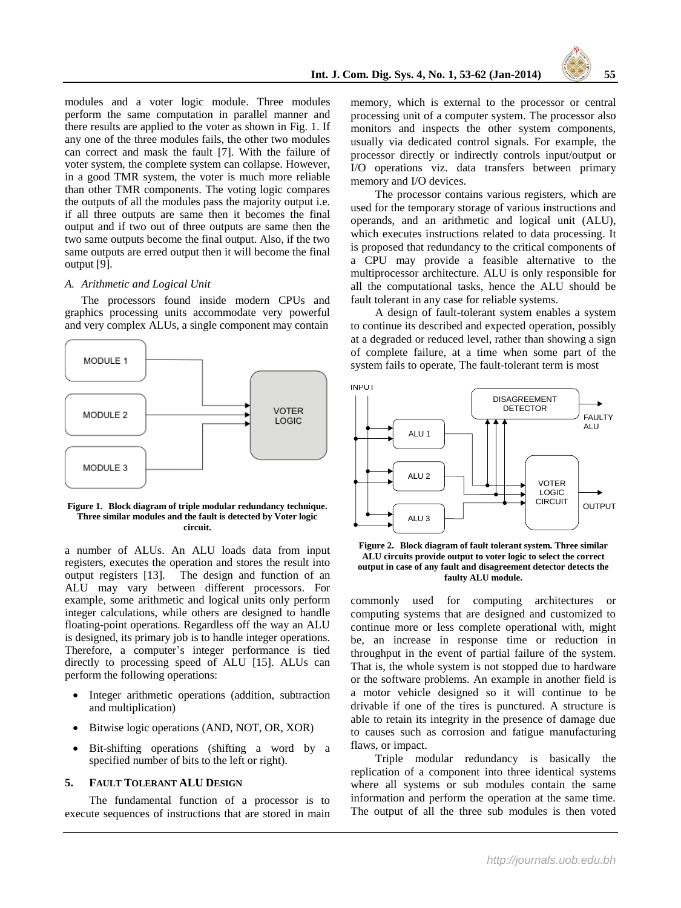modules and a voter logic module. Three modules perform the same computation in parallel manner and there results are applied to the voter as shown in Fig. 1. If any one of the three modules fails, the other two modules can correct and mask the fault [7]. With the failure of voter system, the complete system can collapse. However, in a good TMR system, the voter is much more reliable than other TMR components. The voting logic compares the outputs of all the modules pass the majority output i.e. if all three outputs are same then it becomes the final output and if two out of three outputs are same then the two same outputs become the final output. Also, if the two same outputs are erred output then it will become the final output [9].

### *A. Arithmetic and Logical Unit*

The processors found inside modern CPUs and graphics processing units accommodate very powerful and very complex ALUs, a single component may contain a number of ALUs. An ALU loads data from input registers, executes the operation and stores the result into output registers [13]. The design and function of an ALU may vary between different processors. For example, some arithmetic and logical units only perform integer calculations, while others are designed to handle floating-point operations. Regardless off the way an ALU is designed, its primary job is to handle integer operations. Therefore, a computer's integer performance is tied directly to processing speed of ALU [15]. ALUs can perform the following operations:

- Integer arithmetic operations (addition, subtraction and multiplication)
- Bitwise logic operations (AND, NOT, OR, XOR)
- Bit-shifting operations (shifting a word by a specified number of bits to the left or right).

**Figure 1. Block diagram of triple modular redundancy technique. Three similar modules and the fault is detected by Voter logic circuit.**

## 5. FAULT TOLERANT ALU DESIGN

The fundamental function of a processor is to execute sequences of instructions that are stored in main memory, which is external to the processor or central processing unit of a computer system. The processor also monitors and inspects the other system components, usually via dedicated control signals. For example, the processor directly or indirectly controls input/output or I/O operations viz. data transfers between primary memory and I/O devices.

The processor contains various registers, which are used for the temporary storage of various instructions and operands, and an arithmetic and logical unit (ALU), which executes instructions related to data processing. It is proposed that redundancy to the critical components of a CPU may provide a feasible alternative to the multiprocessor architecture. ALU is only responsible for all the computational tasks, hence the ALU should be fault tolerant in any case for reliable systems.

A design of fault-tolerant system enables a system to continue its described and expected operation, possibly at a degraded or reduced level, rather than showing a sign of complete failure, at a time when some part of the system fails to operate, The fault-tolerant term is most commonly used for computing architectures or computing systems that are designed and customized to continue more or less complete operational with, might be, an increase in response time or reduction in throughput in the event of partial failure of the system. That is, the whole system is not stopped due to hardware or the software problems. An example in another field is a motor vehicle designed so it will continue to be drivable if one of the tires is punctured. A structure is able to retain its integrity in the presence of damage due to causes such as corrosion and fatigue manufacturing flaws, or impact.

**Figure 2. Block diagram of fault tolerant system. Three similar ALU circuits provide output to voter logic to select the correct output in case of any fault and disagreement detector detects the faulty ALU module.**

Triple modular redundancy is basically the replication of a component into three identical systems where all systems or sub modules contain the same information and perform the operation at the same time. The output of all the three sub modules is then voted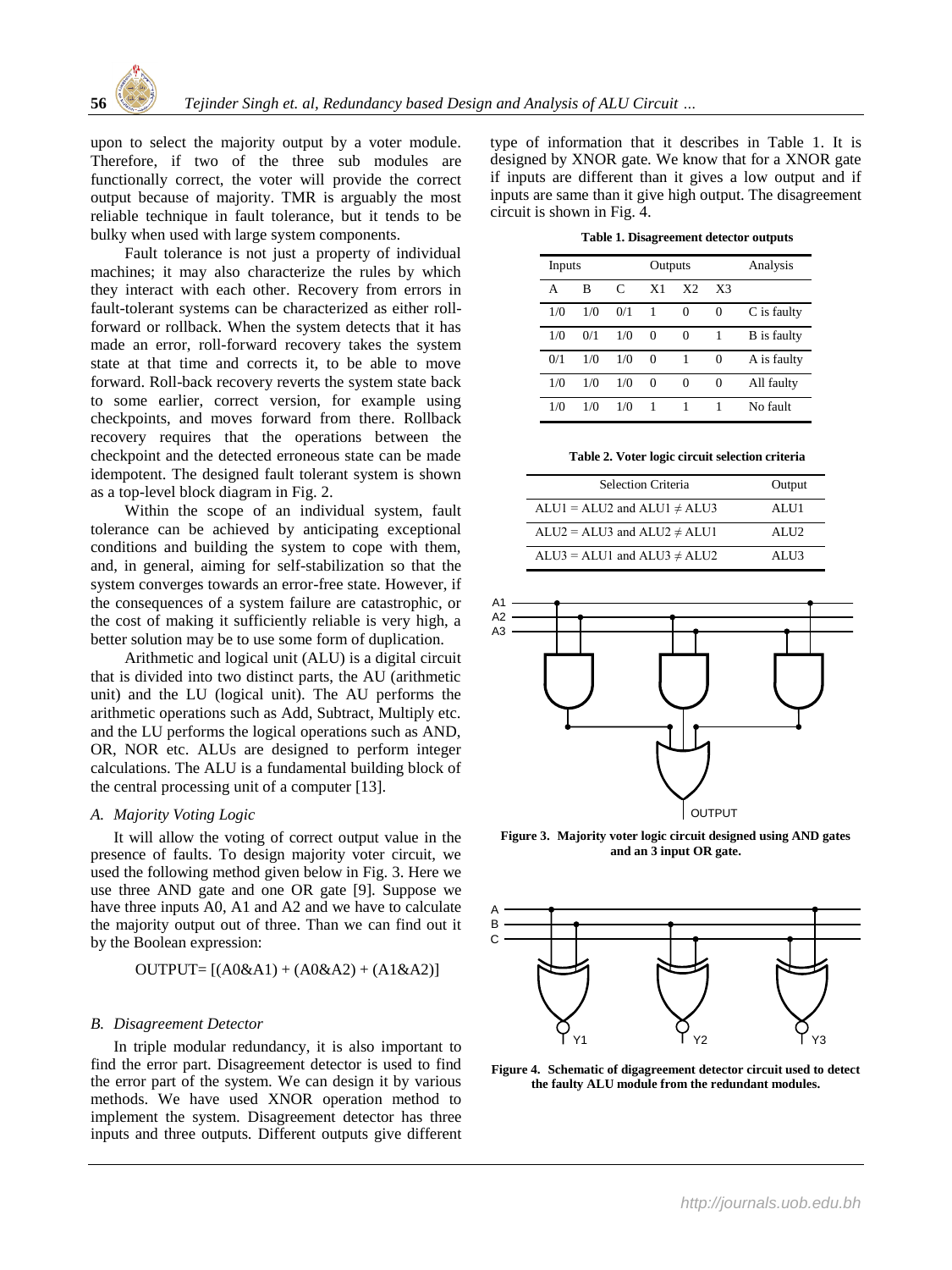upon to select the majority output by a voter module. Therefore, if two of the three sub modules are functionally correct, the voter will provide the correct output because of majority. TMR is arguably the most reliable technique in fault tolerance, but it tends to be bulky when used with large system components.

Fault tolerance is not just a property of individual machines; it may also characterize the rules by which they interact with each other. Recovery from errors in fault-tolerant systems can be characterized as either roll-forward or rollback. When the system detects that it has made an error, roll-forward recovery takes the system state at that time and corrects it, to be able to move forward. Roll-back recovery reverts the system state back to some earlier, correct version, for example using checkpoints, and moves forward from there. Rollback recovery requires that the operations between the checkpoint and the detected erroneous state can be made idempotent. The designed fault tolerant system is shown as a top-level block diagram in Fig. 2.

Within the scope of an individual system, fault tolerance can be achieved by anticipating exceptional conditions and building the system to cope with them, and, in general, aiming for self-stabilization so that the system converges towards an error-free state. However, if the consequences of a system failure are catastrophic, or the cost of making it sufficiently reliable is very high, a better solution may be to use some form of duplication.

Arithmetic and logical unit (ALU) is a digital circuit that is divided into two distinct parts, the AU (arithmetic unit) and the LU (logical unit). The AU performs the arithmetic operations such as Add, Subtract, Multiply etc. and the LU performs the logical operations such as AND, OR, NOR etc. ALUs are designed to perform integer calculations. The ALU is a fundamental building block of the central processing unit of a computer [13].

### *A. Majority Voting Logic*

It will allow the voting of correct output value in the presence of faults. To design majority voter circuit, we used the following method given below in Fig. 3. Here we use three AND gate and one OR gate [9]. Suppose we have three inputs A0, A1 and A2 and we have to calculate the majority output out of three. Than we can find out it by the Boolean expression:

$$\text{OUTPUT} = [(A0\&A1) + (A0\&A2) + (A1\&A2)]$$

### *B. Disagreement Detector*

In triple modular redundancy, it is also important to find the error part. Disagreement detector is used to find the error part of the system. We can design it by various methods. We have used XNOR operation method to implement the system. Disagreement detector has three inputs and three outputs. Different outputs give different type of information that it describes in Table 1. It is designed by XNOR gate. We know that for a XNOR gate if inputs are different than it gives a low output and if inputs are same than it give high output. The disagreement circuit is shown in Fig. 4.

**Table 1. Disagreement detector outputs**

| Inputs | | | Outputs | | | Analysis |
|---|---|---|---|---|---|---|
| A | B | C | X1 | X2 | X3 | |
| 1/0 | 1/0 | 0/1 | 1 | 0 | 0 | C is faulty |
| 1/0 | 0/1 | 1/0 | 0 | 0 | 1 | B is faulty |
| 0/1 | 1/0 | 1/0 | 0 | 1 | 0 | A is faulty |
| 1/0 | 1/0 | 1/0 | 0 | 0 | 0 | All faulty |
| 1/0 | 1/0 | 1/0 | 1 | 1 | 1 | No fault |

**Table 2. Voter logic circuit selection criteria**

| Selection Criteria | Output |
|---|---|
| ALU1 = ALU2 and ALU1 ≠ ALU3 | ALU1 |
| ALU2 = ALU3 and ALU2 ≠ ALU1 | ALU2 |
| ALU3 = ALU1 and ALU3 ≠ ALU2 | ALU3 |

**Figure 3. Majority voter logic circuit designed using AND gates and an 3 input OR gate.**

**Figure 4. Schematic of digagreement detector circuit used to detect the faulty ALU module from the redundant modules.**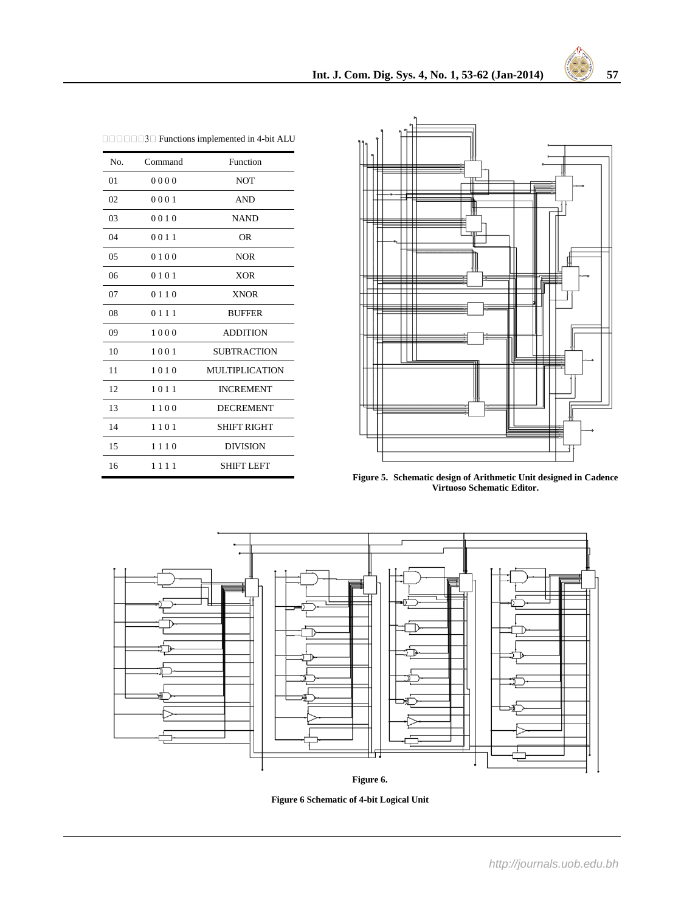Table 3. Functions implemented in 4-bit ALU

| No. | Command | Function |
|---|---|---|
| 01 | 0 0 0 0 | NOT |
| 02 | 0 0 0 1 | AND |
| 03 | 0 0 1 0 | NAND |
| 04 | 0 0 1 1 | OR |
| 05 | 0 1 0 0 | NOR |
| 06 | 0 1 0 1 | XOR |
| 07 | 0 1 1 0 | XNOR |
| 08 | 0 1 1 1 | BUFFER |
| 09 | 1 0 0 0 | ADDITION |
| 10 | 1 0 0 1 | SUBTRACTION |
| 11 | 1 0 1 0 | MULTIPLICATION |
| 12 | 1 0 1 1 | INCREMENT |
| 13 | 1 1 0 0 | DECREMENT |
| 14 | 1 1 0 1 | SHIFT RIGHT |
| 15 | 1 1 1 0 | DIVISION |
| 16 | 1 1 1 1 | SHIFT LEFT |

**Figure 5. Schematic design of Arithmetic Unit designed in Cadence Virtuoso Schematic Editor.**

**Figure 6.**

**Figure 6 Schematic of 4-bit Logical Unit**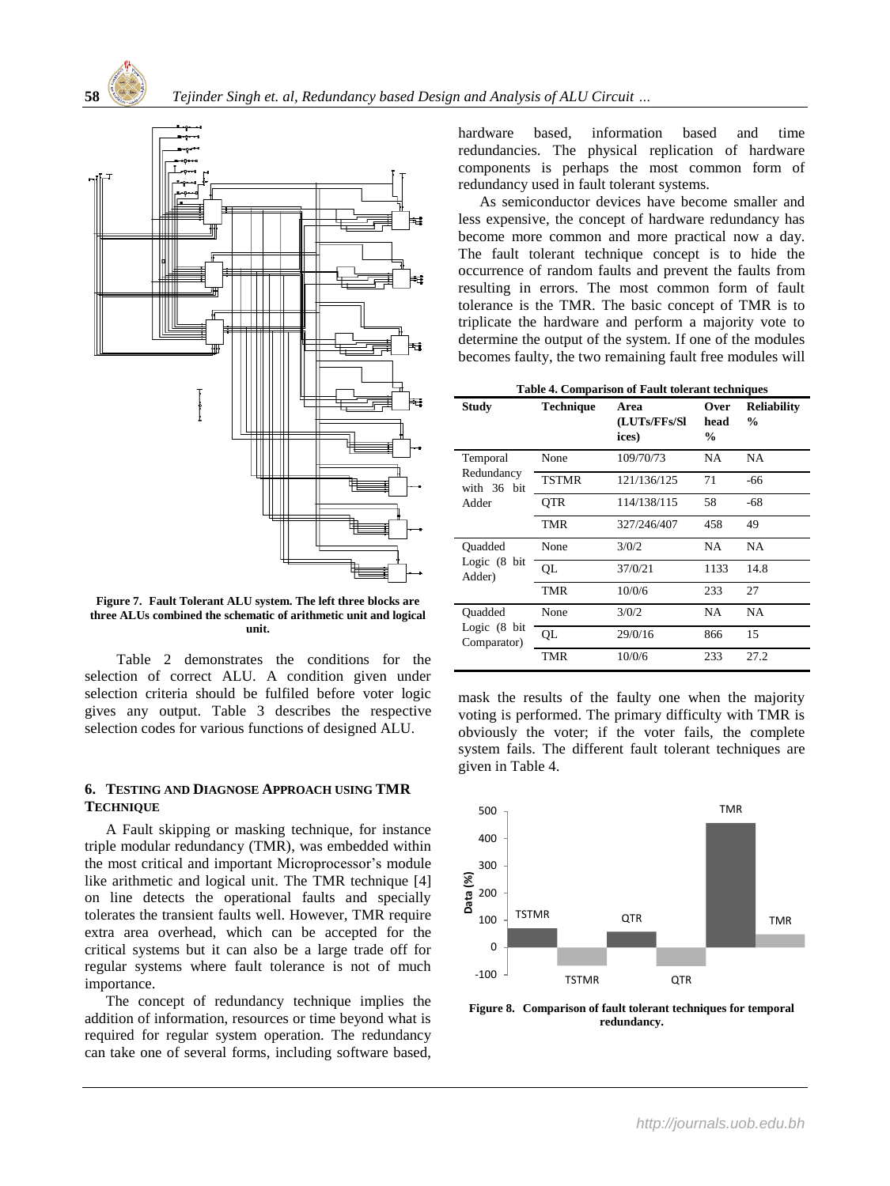Figure 7. Fault Tolerant ALU system. The left three blocks are three ALUs combined the schematic of arithmetic unit and logical unit.

Table 2 demonstrates the conditions for the selection of correct ALU. A condition given under selection criteria should be fulfiled before voter logic gives any output. Table 3 describes the respective selection codes for various functions of designed ALU.

## 6. Testing and Diagnose Approach using TMR Technique

A Fault skipping or masking technique, for instance triple modular redundancy (TMR), was embedded within the most critical and important Microprocessor's module like arithmetic and logical unit. The TMR technique [4] on line detects the operational faults and specially tolerates the transient faults well. However, TMR require extra area overhead, which can be accepted for the critical systems but it can also be a large trade off for regular systems where fault tolerance is not of much importance.

The concept of redundancy technique implies the addition of information, resources or time beyond what is required for regular system operation. The redundancy can take one of several forms, including software based, hardware based, information based and time redundancies. The physical replication of hardware components is perhaps the most common form of redundancy used in fault tolerant systems.

As semiconductor devices have become smaller and less expensive, the concept of hardware redundancy has become more common and more practical now a day. The fault tolerant technique concept is to hide the occurrence of random faults and prevent the faults from resulting in errors. The most common form of fault tolerance is the TMR. The basic concept of TMR is to triplicate the hardware and perform a majority vote to determine the output of the system. If one of the modules becomes faulty, the two remaining fault free modules will mask the results of the faulty one when the majority voting is performed. The primary difficulty with TMR is obviously the voter; if the voter fails, the complete system fails. The different fault tolerant techniques are given in Table 4.

**Table 4. Comparison of Fault tolerant techniques**

| Study | Technique | Area (LUTs/FFs/Slices) | Over head % | Reliability % |
|---|---|---|---|---|
| Temporal Redundancy with 36 bit Adder | None | 109/70/73 | NA | NA |
| | TSTMR | 121/136/125 | 71 | -66 |
| | QTR | 114/138/115 | 58 | -68 |
| | TMR | 327/246/407 | 458 | 49 |
| Quadded Logic (8 bit Adder) | None | 3/0/2 | NA | NA |
| | QL | 37/0/21 | 1133 | 14.8 |
| | TMR | 10/0/6 | 233 | 27 |
| Quadded Logic (8 bit Comparator) | None | 3/0/2 | NA | NA |
| | QL | 29/0/16 | 866 | 15 |
| | TMR | 10/0/6 | 233 | 27.2 |

Figure 8. Comparison of fault tolerant techniques for temporal redundancy.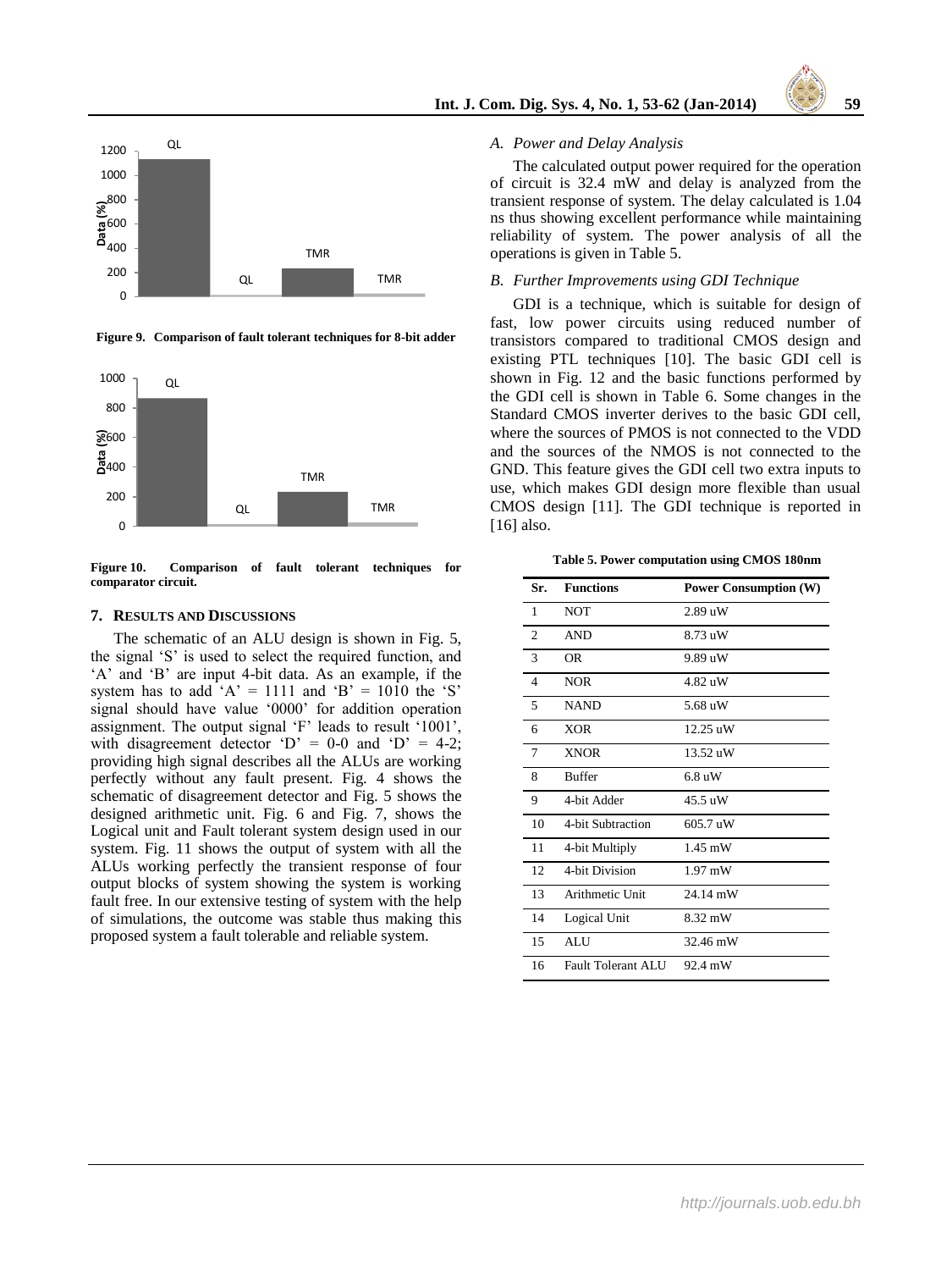Figure 9. Comparison of fault tolerant techniques for 8-bit adder

Figure 10. Comparison of fault tolerant techniques for comparator circuit.

## 7. RESULTS AND DISCUSSIONS

The schematic of an ALU design is shown in Fig. 5, the signal 'S' is used to select the required function, and 'A' and 'B' are input 4-bit data. As an example, if the system has to add 'A' = 1111 and 'B' = 1010 the 'S' signal should have value '0000' for addition operation assignment. The output signal 'F' leads to result '1001', with disagreement detector 'D' = 0-0 and 'D' = 4-2; providing high signal describes all the ALUs are working perfectly without any fault present. Fig. 4 shows the schematic of disagreement detector and Fig. 5 shows the designed arithmetic unit. Fig. 6 and Fig. 7, shows the Logical unit and Fault tolerant system design used in our system. Fig. 11 shows the output of system with all the ALUs working perfectly the transient response of four output blocks of system showing the system is working fault free. In our extensive testing of system with the help of simulations, the outcome was stable thus making this proposed system a fault tolerable and reliable system.

### *A. Power and Delay Analysis*

The calculated output power required for the operation of circuit is 32.4 mW and delay is analyzed from the transient response of system. The delay calculated is 1.04 ns thus showing excellent performance while maintaining reliability of system. The power analysis of all the operations is given in Table 5.

### *B. Further Improvements using GDI Technique*

GDI is a technique, which is suitable for design of fast, low power circuits using reduced number of transistors compared to traditional CMOS design and existing PTL techniques [10]. The basic GDI cell is shown in Fig. 12 and the basic functions performed by the GDI cell is shown in Table 6. Some changes in the Standard CMOS inverter derives to the basic GDI cell, where the sources of PMOS is not connected to the VDD and the sources of the NMOS is not connected to the GND. This feature gives the GDI cell two extra inputs to use, which makes GDI design more flexible than usual CMOS design [11]. The GDI technique is reported in [16] also.

**Table 5. Power computation using CMOS 180nm**

| Sr. | Functions | Power Consumption (W) |
|---|---|---|
| 1 | NOT | 2.89 uW |
| 2 | AND | 8.73 uW |
| 3 | OR | 9.89 uW |
| 4 | NOR | 4.82 uW |
| 5 | NAND | 5.68 uW |
| 6 | XOR | 12.25 uW |
| 7 | XNOR | 13.52 uW |
| 8 | Buffer | 6.8 uW |
| 9 | 4-bit Adder | 45.5 uW |
| 10 | 4-bit Subtraction | 605.7 uW |
| 11 | 4-bit Multiply | 1.45 mW |
| 12 | 4-bit Division | 1.97 mW |
| 13 | Arithmetic Unit | 24.14 mW |
| 14 | Logical Unit | 8.32 mW |
| 15 | ALU | 32.46 mW |
| 16 | Fault Tolerant ALU | 92.4 mW |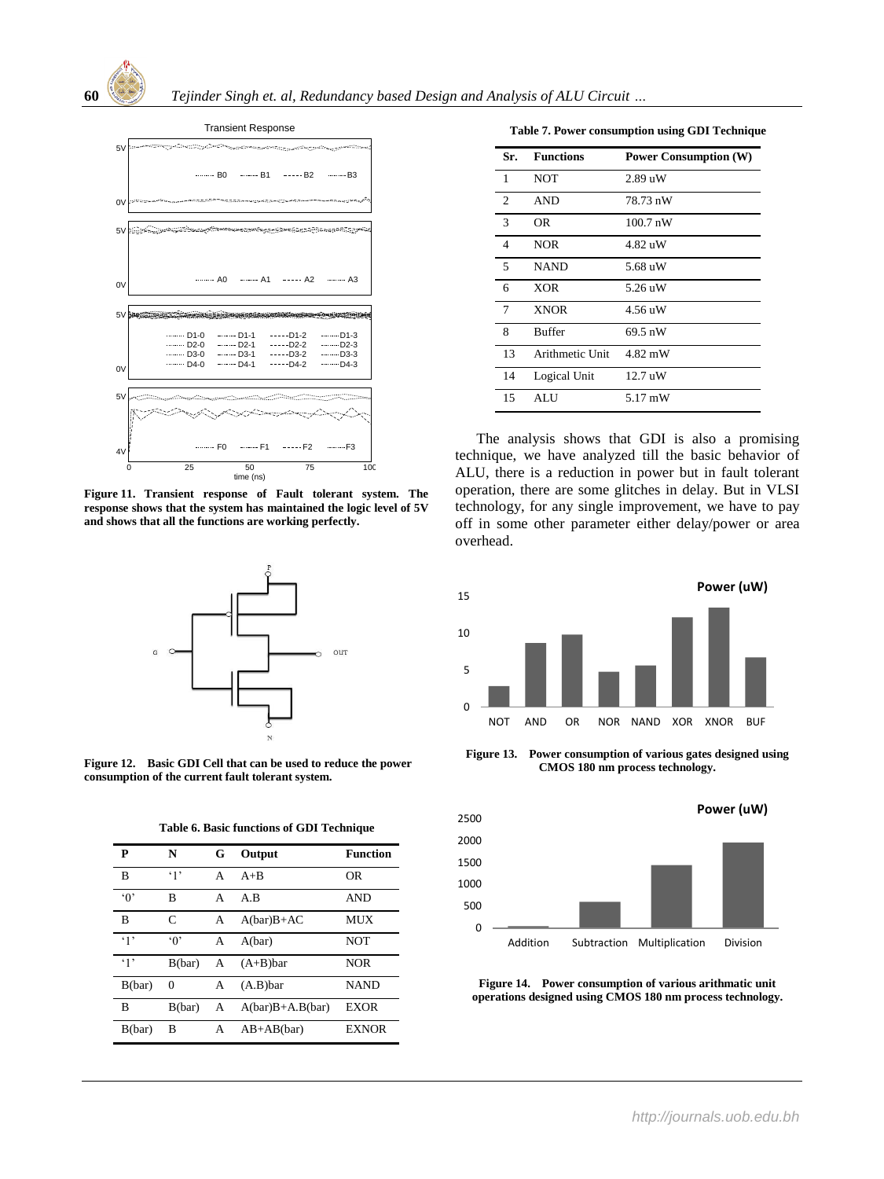Figure 11. Transient response of Fault tolerant system. The response shows that the system has maintained the logic level of 5V and shows that all the functions are working perfectly.

Figure 12. Basic GDI Cell that can be used to reduce the power consumption of the current fault tolerant system.

Table 6. Basic functions of GDI Technique

| P | N | G | Output | Function |
|---|---|---|---|---|
| B | '1' | A | A+B | OR |
| '0' | B | A | A.B | AND |
| B | C | A | A(bar)B+AC | MUX |
| '1' | '0' | A | A(bar) | NOT |
| '1' | B(bar) | A | (A+B)bar | NOR |
| B(bar) | 0 | A | (A.B)bar | NAND |
| B | B(bar) | A | A(bar)B+A.B(bar) | EXOR |
| B(bar) | B | A | AB+AB(bar) | EXNOR |

Table 7. Power consumption using GDI Technique

| Sr. | Functions | Power Consumption (W) |
|---|---|---|
| 1 | NOT | 2.89 uW |
| 2 | AND | 78.73 nW |
| 3 | OR | 100.7 nW |
| 4 | NOR | 4.82 uW |
| 5 | NAND | 5.68 uW |
| 6 | XOR | 5.26 uW |
| 7 | XNOR | 4.56 uW |
| 8 | Buffer | 69.5 nW |
| 13 | Arithmetic Unit | 4.82 mW |
| 14 | Logical Unit | 12.7 uW |
| 15 | ALU | 5.17 mW |

The analysis shows that GDI is also a promising technique, we have analyzed till the basic behavior of ALU, there is a reduction in power but in fault tolerant operation, there are some glitches in delay. But in VLSI technology, for any single improvement, we have to pay off in some other parameter either delay/power or area overhead.

Figure 13. Power consumption of various gates designed using CMOS 180 nm process technology.

Figure 14. Power consumption of various arithmatic unit operations designed using CMOS 180 nm process technology.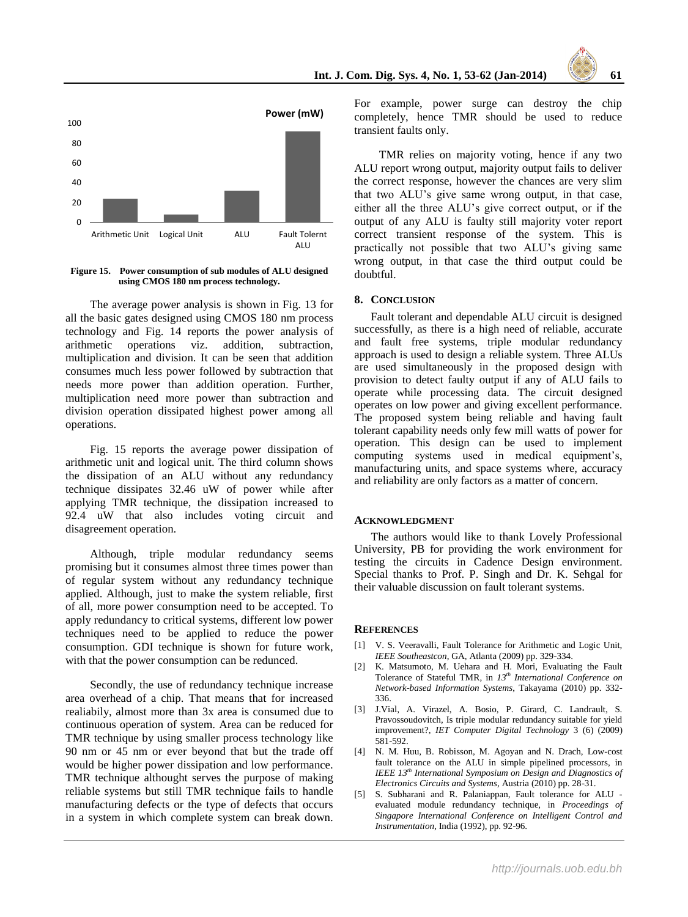Figure 15. Power consumption of sub modules of ALU designed using CMOS 180 nm process technology.

The average power analysis is shown in Fig. 13 for all the basic gates designed using CMOS 180 nm process technology and Fig. 14 reports the power analysis of arithmetic operations viz. addition, subtraction, multiplication and division. It can be seen that addition consumes much less power followed by subtraction that needs more power than addition operation. Further, multiplication need more power than subtraction and division operation dissipated highest power among all operations.

Fig. 15 reports the average power dissipation of arithmetic unit and logical unit. The third column shows the dissipation of an ALU without any redundancy technique dissipates 32.46 uW of power while after applying TMR technique, the dissipation increased to 92.4 uW that also includes voting circuit and disagreement operation.

Although, triple modular redundancy seems promising but it consumes almost three times power than of regular system without any redundancy technique applied. Although, just to make the system reliable, first of all, more power consumption need to be accepted. To apply redundancy to critical systems, different low power techniques need to be applied to reduce the power consumption. GDI technique is shown for future work, with that the power consumption can be redunced.

Secondly, the use of redundancy technique increase area overhead of a chip. That means that for increased realiabily, almost more than 3x area is consumed due to continuous operation of system. Area can be reduced for TMR technique by using smaller process technology like 90 nm or 45 nm or ever beyond that but the trade off would be higher power dissipation and low performance. TMR technique althought serves the purpose of making reliable systems but still TMR technique fails to handle manufacturing defects or the type of defects that occurs in a system in which complete system can break down. For example, power surge can destroy the chip completely, hence TMR should be used to reduce transient faults only.

TMR relies on majority voting, hence if any two ALU report wrong output, majority output fails to deliver the correct response, however the chances are very slim that two ALU's give same wrong output, in that case, either all the three ALU's give correct output, or if the output of any ALU is faulty still majority voter report correct transient response of the system. This is practically not possible that two ALU's giving same wrong output, in that case the third output could be doubtful.

## 8. Conclusion

Fault tolerant and dependable ALU circuit is designed successfully, as there is a high need of reliable, accurate and fault free systems, triple modular redundancy approach is used to design a reliable system. Three ALUs are used simultaneously in the proposed design with provision to detect faulty output if any of ALU fails to operate while processing data. The circuit designed operates on low power and giving excellent performance. The proposed system being reliable and having fault tolerant capability needs only few mill watts of power for operation. This design can be used to implement computing systems used in medical equipment's, manufacturing units, and space systems where, accuracy and reliability are only factors as a matter of concern.

## Acknowledgment

The authors would like to thank Lovely Professional University, PB for providing the work environment for testing the circuits in Cadence Design environment. Special thanks to Prof. P. Singh and Dr. K. Sehgal for their valuable discussion on fault tolerant systems.

## References

[1] V. S. Veeravalli, Fault Tolerance for Arithmetic and Logic Unit, *IEEE Southeastcon*, GA, Atlanta (2009) pp. 329-334.

[2] K. Matsumoto, M. Uehara and H. Mori, Evaluating the Fault Tolerance of Stateful TMR, in *13th International Conference on Network-based Information Systems*, Takayama (2010) pp. 332-336.

[3] J.Vial, A. Virazel, A. Bosio, P. Girard, C. Landrault, S. Pravossoudovitch, Is triple modular redundancy suitable for yield improvement?, *IET Computer Digital Technology* 3 (6) (2009) 581-592.

[4] N. M. Huu, B. Robisson, M. Agoyan and N. Drach, Low-cost fault tolerance on the ALU in simple pipelined processors, in *IEEE 13th International Symposium on Design and Diagnostics of Electronics Circuits and Systems*, Austria (2010) pp. 28-31.

[5] S. Subharani and R. Palaniappan, Fault tolerance for ALU - evaluated module redundancy technique, in *Proceedings of Singapore International Conference on Intelligent Control and Instrumentation*, India (1992), pp. 92-96.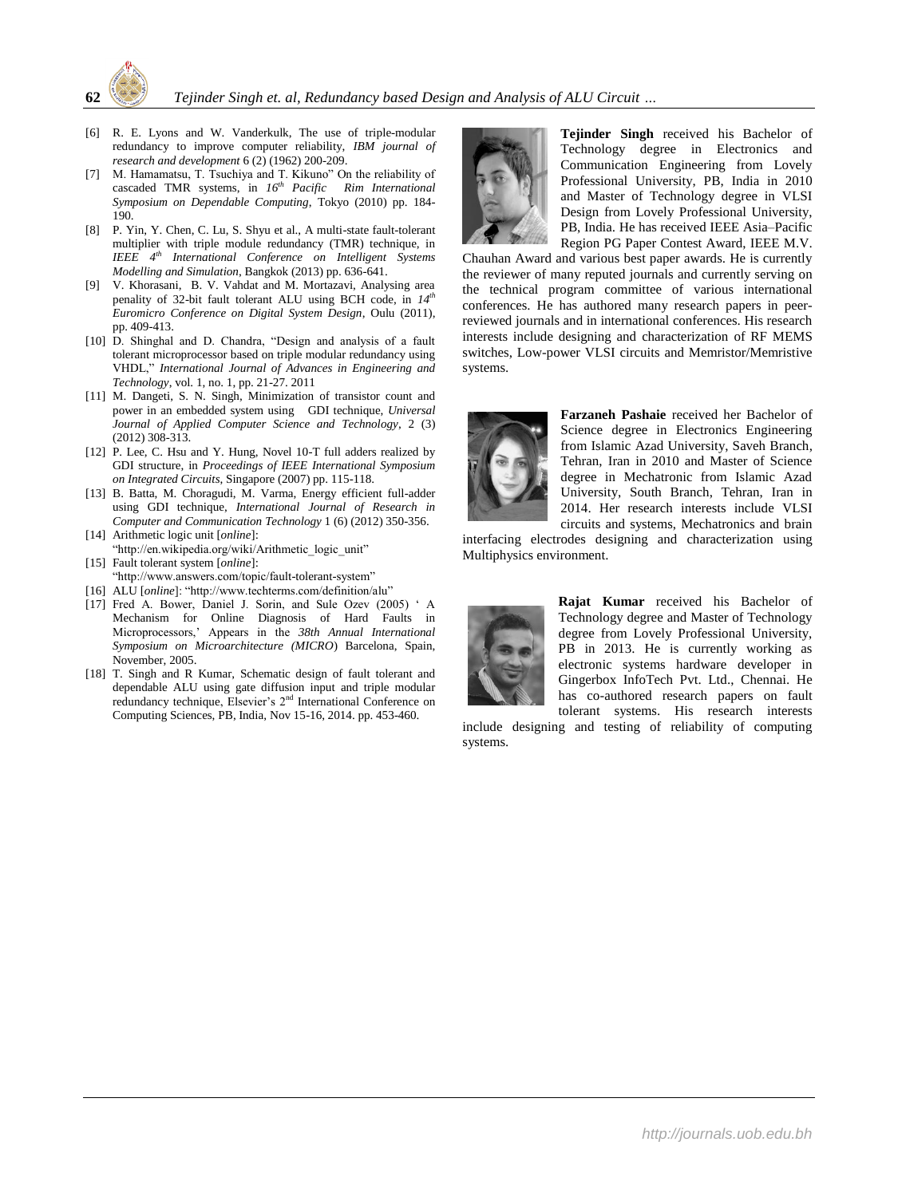[6] R. E. Lyons and W. Vanderkulk, The use of triple-modular redundancy to improve computer reliability, *IBM journal of research and development* 6 (2) (1962) 200-209.

[7] M. Hamamatsu, T. Tsuchiya and T. Kikuno" On the reliability of cascaded TMR systems, in *16th Pacific Rim International Symposium on Dependable Computing*, Tokyo (2010) pp. 184-190.

[8] P. Yin, Y. Chen, C. Lu, S. Shyu et al., A multi-state fault-tolerant multiplier with triple module redundancy (TMR) technique, in *IEEE 4th International Conference on Intelligent Systems Modelling and Simulation*, Bangkok (2013) pp. 636-641.

[9] V. Khorasani, B. V. Vahdat and M. Mortazavi, Analysing area penality of 32-bit fault tolerant ALU using BCH code, in *14th Euromicro Conference on Digital System Design*, Oulu (2011), pp. 409-413.

[10] D. Shinghal and D. Chandra, "Design and analysis of a fault tolerant microprocessor based on triple modular redundancy using VHDL," *International Journal of Advances in Engineering and Technology*, vol. 1, no. 1, pp. 21-27. 2011

[11] M. Dangeti, S. N. Singh, Minimization of transistor count and power in an embedded system using GDI technique, *Universal Journal of Applied Computer Science and Technology*, 2 (3) (2012) 308-313.

[12] P. Lee, C. Hsu and Y. Hung, Novel 10-T full adders realized by GDI structure, in *Proceedings of IEEE International Symposium on Integrated Circuits*, Singapore (2007) pp. 115-118.

[13] B. Batta, M. Choragudi, M. Varma, Energy efficient full-adder using GDI technique, *International Journal of Research in Computer and Communication Technology* 1 (6) (2012) 350-356.

[14] Arithmetic logic unit [*online*]: "http://en.wikipedia.org/wiki/Arithmetic_logic_unit"

[15] Fault tolerant system [*online*]: "http://www.answers.com/topic/fault-tolerant-system"

[16] ALU [*online*]: "http://www.techterms.com/definition/alu"

[17] Fred A. Bower, Daniel J. Sorin, and Sule Ozev (2005) ' A Mechanism for Online Diagnosis of Hard Faults in Microprocessors,' Appears in the *38th Annual International Symposium on Microarchitecture (MICRO*) Barcelona, Spain, November, 2005.

[18] T. Singh and R Kumar, Schematic design of fault tolerant and dependable ALU using gate diffusion input and triple modular redundancy technique, Elsevier's 2nd International Conference on Computing Sciences, PB, India, Nov 15-16, 2014. pp. 453-460.

**Tejinder Singh** received his Bachelor of Technology degree in Electronics and Communication Engineering from Lovely Professional University, PB, India in 2010 and Master of Technology degree in VLSI Design from Lovely Professional University, PB, India. He has received IEEE Asia–Pacific Region PG Paper Contest Award, IEEE M.V. Chauhan Award and various best paper awards. He is currently the reviewer of many reputed journals and currently serving on the technical program committee of various international conferences. He has authored many research papers in peer-reviewed journals and in international conferences. His research interests include designing and characterization of RF MEMS switches, Low-power VLSI circuits and Memristor/Memristive systems.

**Farzaneh Pashaie** received her Bachelor of Science degree in Electronics Engineering from Islamic Azad University, Saveh Branch, Tehran, Iran in 2010 and Master of Science degree in Mechatronic from Islamic Azad University, South Branch, Tehran, Iran in 2014. Her research interests include VLSI circuits and systems, Mechatronics and brain interfacing electrodes designing and characterization using Multiphysics environment.

**Rajat Kumar** received his Bachelor of Technology degree and Master of Technology degree from Lovely Professional University, PB in 2013. He is currently working as electronic systems hardware developer in Gingerbox InfoTech Pvt. Ltd., Chennai. He has co-authored research papers on fault tolerant systems. His research interests include designing and testing of reliability of computing systems.